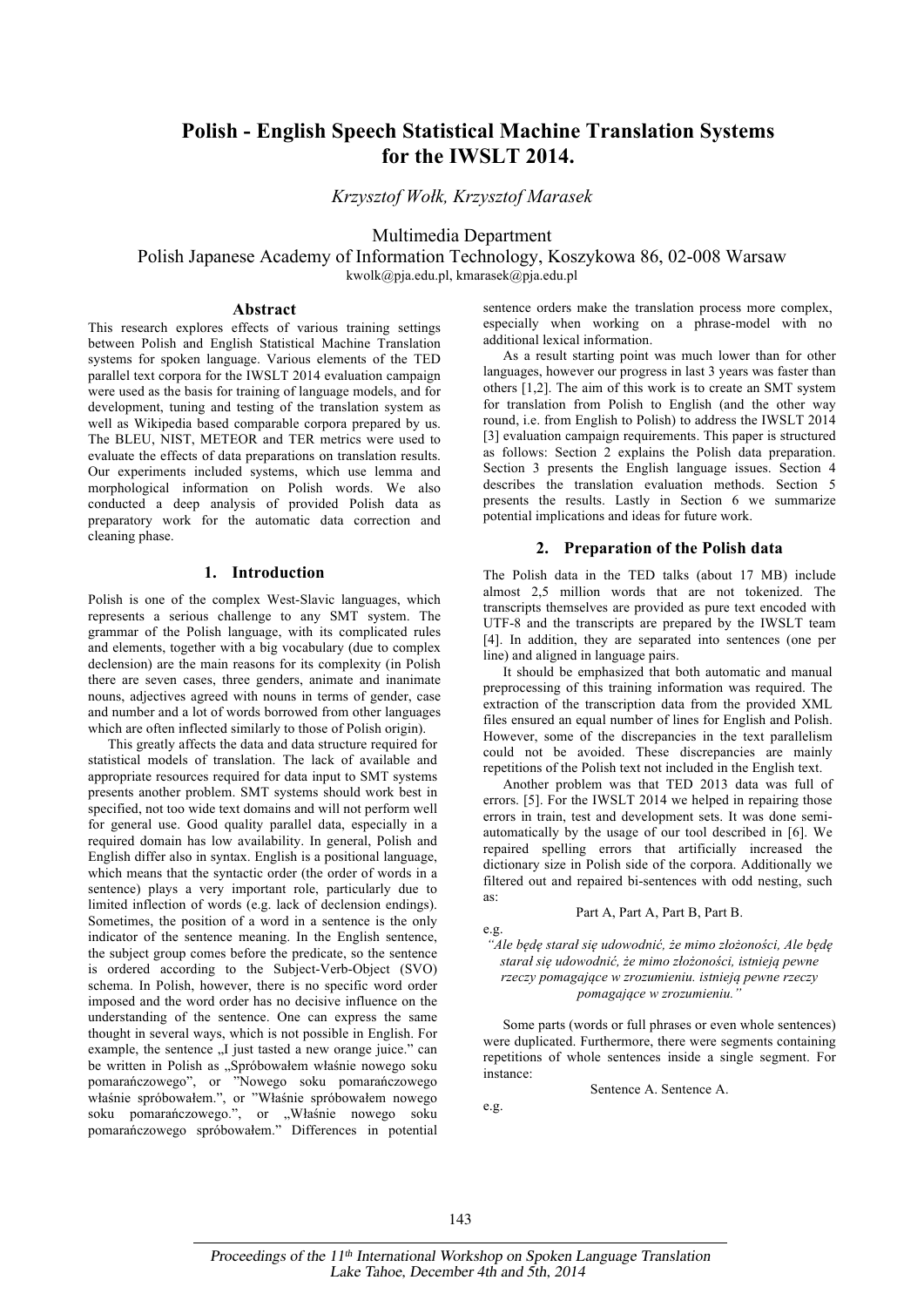# Polish - English Speech Statistical Machine Translation Systems for the IWSLT 2014.

*Krzysztof Wołk, Krzysztof Marasek*

Multimedia Department
Polish Japanese Academy of Information Technology, Koszykowa 86, 02-008 Warsaw
kwolk@pja.edu.pl, kmarasek@pja.edu.pl

## Abstract

This research explores effects of various training settings between Polish and English Statistical Machine Translation systems for spoken language. Various elements of the TED parallel text corpora for the IWSLT 2014 evaluation campaign were used as the basis for training of language models, and for development, tuning and testing of the translation system as well as Wikipedia based comparable corpora prepared by us. The BLEU, NIST, METEOR and TER metrics were used to evaluate the effects of data preparations on translation results. Our experiments included systems, which use lemma and morphological information on Polish words. We also conducted a deep analysis of provided Polish data as preparatory work for the automatic data correction and cleaning phase.

## 1. Introduction

Polish is one of the complex West-Slavic languages, which represents a serious challenge to any SMT system. The grammar of the Polish language, with its complicated rules and elements, together with a big vocabulary (due to complex declension) are the main reasons for its complexity (in Polish there are seven cases, three genders, animate and inanimate nouns, adjectives agreed with nouns in terms of gender, case and number and a lot of words borrowed from other languages which are often inflected similarly to those of Polish origin).

This greatly affects the data and data structure required for statistical models of translation. The lack of available and appropriate resources required for data input to SMT systems presents another problem. SMT systems should work best in specified, not too wide text domains and will not perform well for general use. Good quality parallel data, especially in a required domain has low availability. In general, Polish and English differ also in syntax. English is a positional language, which means that the syntactic order (the order of words in a sentence) plays a very important role, particularly due to limited inflection of words (e.g. lack of declension endings). Sometimes, the position of a word in a sentence is the only indicator of the sentence meaning. In the English sentence, the subject group comes before the predicate, so the sentence is ordered according to the Subject-Verb-Object (SVO) schema. In Polish, however, there is no specific word order imposed and the word order has no decisive influence on the understanding of the sentence. One can express the same thought in several ways, which is not possible in English. For example, the sentence „I just tasted a new orange juice." can be written in Polish as „Spróbowałem właśnie nowego soku pomarańczowego", or "Nowego soku pomarańczowego właśnie spróbowałem.", or "Właśnie spróbowałem nowego soku pomarańczowego.", or „Właśnie nowego soku pomarańczowego spróbowałem." Differences in potential sentence orders make the translation process more complex, especially when working on a phrase-model with no additional lexical information.

As a result starting point was much lower than for other languages, however our progress in last 3 years was faster than others [1,2]. The aim of this work is to create an SMT system for translation from Polish to English (and the other way round, i.e. from English to Polish) to address the IWSLT 2014 [3] evaluation campaign requirements. This paper is structured as follows: Section 2 explains the Polish data preparation. Section 3 presents the English language issues. Section 4 describes the translation evaluation methods. Section 5 presents the results. Lastly in Section 6 we summarize potential implications and ideas for future work.

## 2. Preparation of the Polish data

The Polish data in the TED talks (about 17 MB) include almost 2,5 million words that are not tokenized. The transcripts themselves are provided as pure text encoded with UTF-8 and the transcripts are prepared by the IWSLT team [4]. In addition, they are separated into sentences (one per line) and aligned in language pairs.

It should be emphasized that both automatic and manual preprocessing of this training information was required. The extraction of the transcription data from the provided XML files ensured an equal number of lines for English and Polish. However, some of the discrepancies in the text parallelism could not be avoided. These discrepancies are mainly repetitions of the Polish text not included in the English text.

Another problem was that TED 2013 data was full of errors. [5]. For the IWSLT 2014 we helped in repairing those errors in train, test and development sets. It was done semi-automatically by the usage of our tool described in [6]. We repaired spelling errors that artificially increased the dictionary size in Polish side of the corpora. Additionally we filtered out and repaired bi-sentences with odd nesting, such as:

Part A, Part A, Part B, Part B.

e.g.

*"Ale będę starał się udowodnić, że mimo złożoności, Ale będę starał się udowodnić, że mimo złożoności, istnieją pewne rzeczy pomagające w zrozumieniu. istnieją pewne rzeczy pomagające w zrozumieniu."*

Some parts (words or full phrases or even whole sentences) were duplicated. Furthermore, there were segments containing repetitions of whole sentences inside a single segment. For instance:

Sentence A. Sentence A.

e.g.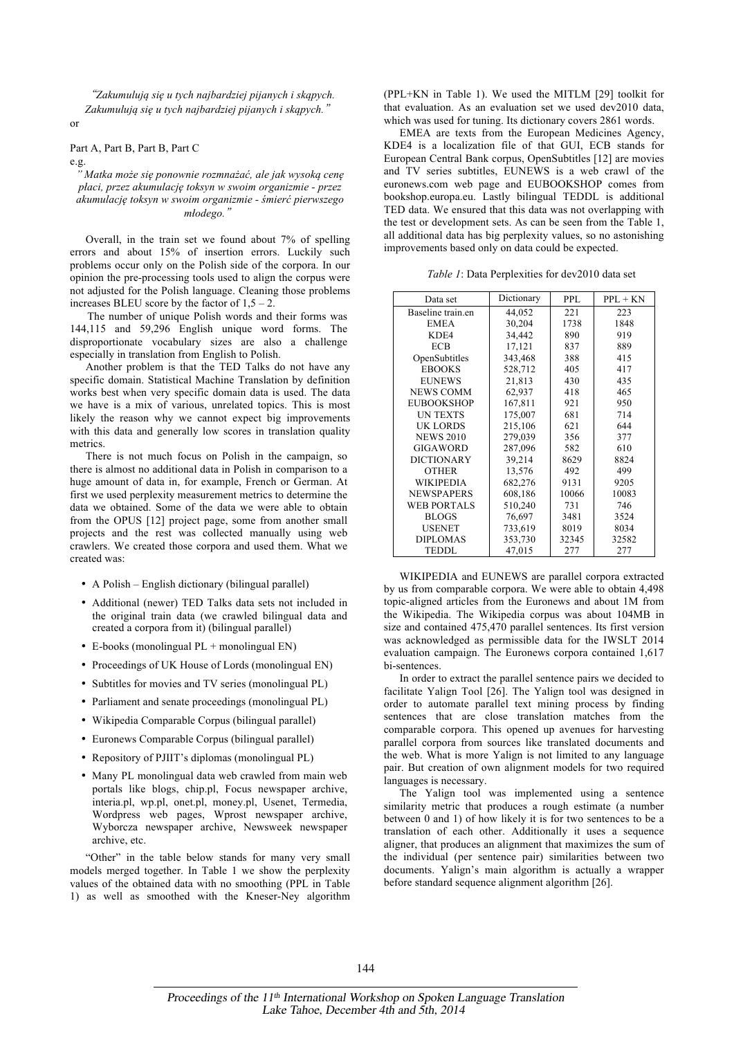*"Zakumulują się u tych najbardziej pijanych i skąpych. Zakumulują się u tych najbardziej pijanych i skąpych."*

or

Part A, Part B, Part B, Part C

e.g.

*" Matka może się ponownie rozmnażać, ale jak wysoką cenę płaci, przez akumulację toksyn w swoim organizmie - przez akumulację toksyn w swoim organizmie - śmierć pierwszego młodego."*

Overall, in the train set we found about 7% of spelling errors and about 15% of insertion errors. Luckily such problems occur only on the Polish side of the corpora. In our opinion the pre-processing tools used to align the corpus were not adjusted for the Polish language. Cleaning those problems increases BLEU score by the factor of 1,5 – 2.

The number of unique Polish words and their forms was 144,115 and 59,296 English unique word forms. The disproportionate vocabulary sizes are also a challenge especially in translation from English to Polish.

Another problem is that the TED Talks do not have any specific domain. Statistical Machine Translation by definition works best when very specific domain data is used. The data we have is a mix of various, unrelated topics. This is most likely the reason why we cannot expect big improvements with this data and generally low scores in translation quality metrics.

There is not much focus on Polish in the campaign, so there is almost no additional data in Polish in comparison to a huge amount of data in, for example, French or German. At first we used perplexity measurement metrics to determine the data we obtained. Some of the data we were able to obtain from the OPUS [12] project page, some from another small projects and the rest was collected manually using web crawlers. We created those corpora and used them. What we created was:

- A Polish – English dictionary (bilingual parallel)
- Additional (newer) TED Talks data sets not included in the original train data (we crawled bilingual data and created a corpora from it) (bilingual parallel)
- E-books (monolingual PL + monolingual EN)
- Proceedings of UK House of Lords (monolingual EN)
- Subtitles for movies and TV series (monolingual PL)
- Parliament and senate proceedings (monolingual PL)
- Wikipedia Comparable Corpus (bilingual parallel)
- Euronews Comparable Corpus (bilingual parallel)
- Repository of PJIIT's diplomas (monolingual PL)
- Many PL monolingual data web crawled from main web portals like blogs, chip.pl, Focus newspaper archive, interia.pl, wp.pl, onet.pl, money.pl, Usenet, Termedia, Wordpress web pages, Wprost newspaper archive, Wyborcza newspaper archive, Newsweek newspaper archive, etc.

"Other" in the table below stands for many very small models merged together. In Table 1 we show the perplexity values of the obtained data with no smoothing (PPL in Table 1) as well as smoothed with the Kneser-Ney algorithm (PPL+KN in Table 1). We used the MITLM [29] toolkit for that evaluation. As an evaluation set we used dev2010 data, which was used for tuning. Its dictionary covers 2861 words.

EMEA are texts from the European Medicines Agency, KDE4 is a localization file of that GUI, ECB stands for European Central Bank corpus, OpenSubtitles [12] are movies and TV series subtitles, EUNEWS is a web crawl of the euronews.com web page and EUBOOKSHOP comes from bookshop.europa.eu. Lastly bilingual TEDDL is additional TED data. We ensured that this data was not overlapping with the test or development sets. As can be seen from the Table 1, all additional data has big perplexity values, so no astonishing improvements based only on data could be expected.

*Table 1*: Data Perplexities for dev2010 data set

| Data set | Dictionary | PPL | PPL + KN |
|---|---|---|---|
| Baseline train.en | 44,052 | 221 | 223 |
| EMEA | 30,204 | 1738 | 1848 |
| KDE4 | 34,442 | 890 | 919 |
| ECB | 17,121 | 837 | 889 |
| OpenSubtitles | 343,468 | 388 | 415 |
| EBOOKS | 528,712 | 405 | 417 |
| EUNEWS | 21,813 | 430 | 435 |
| NEWS COMM | 62,937 | 418 | 465 |
| EUBOOKSHOP | 167,811 | 921 | 950 |
| UN TEXTS | 175,007 | 681 | 714 |
| UK LORDS | 215,106 | 621 | 644 |
| NEWS 2010 | 279,039 | 356 | 377 |
| GIGAWORD | 287,096 | 582 | 610 |
| DICTIONARY | 39,214 | 8629 | 8824 |
| OTHER | 13,576 | 492 | 499 |
| WIKIPEDIA | 682,276 | 9131 | 9205 |
| NEWSPAPERS | 608,186 | 10066 | 10083 |
| WEB PORTALS | 510,240 | 731 | 746 |
| BLOGS | 76,697 | 3481 | 3524 |
| USENET | 733,619 | 8019 | 8034 |
| DIPLOMAS | 353,730 | 32345 | 32582 |
| TEDDL | 47,015 | 277 | 277 |

WIKIPEDIA and EUNEWS are parallel corpora extracted by us from comparable corpora. We were able to obtain 4,498 topic-aligned articles from the Euronews and about 1M from the Wikipedia. The Wikipedia corpus was about 104MB in size and contained 475,470 parallel sentences. Its first version was acknowledged as permissible data for the IWSLT 2014 evaluation campaign. The Euronews corpora contained 1,617 bi-sentences.

In order to extract the parallel sentence pairs we decided to facilitate Yalign Tool [26]. The Yalign tool was designed in order to automate parallel text mining process by finding sentences that are close translation matches from the comparable corpora. This opened up avenues for harvesting parallel corpora from sources like translated documents and the web. What is more Yalign is not limited to any language pair. But creation of own alignment models for two required languages is necessary.

The Yalign tool was implemented using a sentence similarity metric that produces a rough estimate (a number between 0 and 1) of how likely it is for two sentences to be a translation of each other. Additionally it uses a sequence aligner, that produces an alignment that maximizes the sum of the individual (per sentence pair) similarities between two documents. Yalign's main algorithm is actually a wrapper before standard sequence alignment algorithm [26].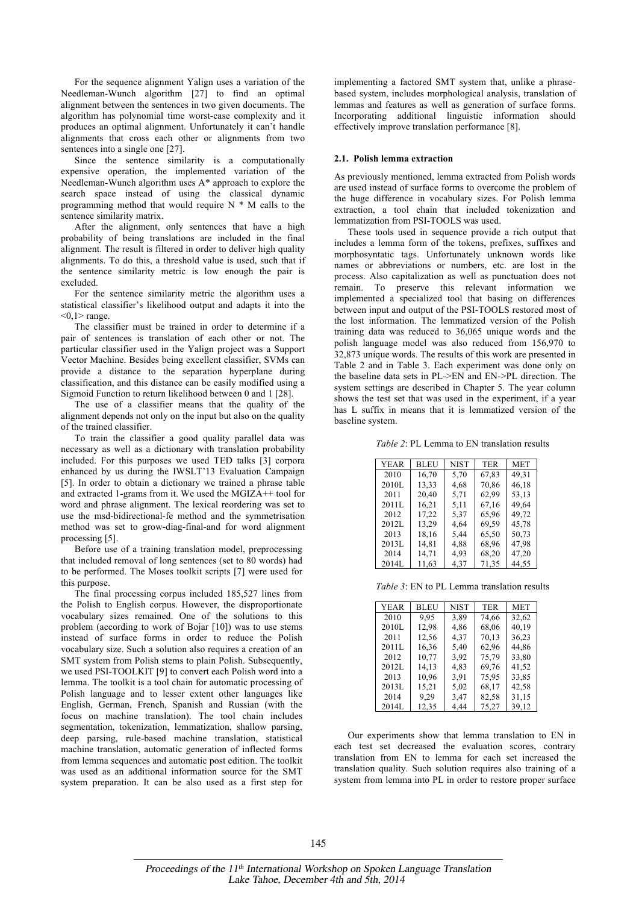For the sequence alignment Yalign uses a variation of the Needleman-Wunch algorithm [27] to find an optimal alignment between the sentences in two given documents. The algorithm has polynomial time worst-case complexity and it produces an optimal alignment. Unfortunately it can't handle alignments that cross each other or alignments from two sentences into a single one [27].

Since the sentence similarity is a computationally expensive operation, the implemented variation of the Needleman-Wunch algorithm uses A* approach to explore the search space instead of using the classical dynamic programming method that would require N * M calls to the sentence similarity matrix.

After the alignment, only sentences that have a high probability of being translations are included in the final alignment. The result is filtered in order to deliver high quality alignments. To do this, a threshold value is used, such that if the sentence similarity metric is low enough the pair is excluded.

For the sentence similarity metric the algorithm uses a statistical classifier's likelihood output and adapts it into the <0,1> range.

The classifier must be trained in order to determine if a pair of sentences is translation of each other or not. The particular classifier used in the Yalign project was a Support Vector Machine. Besides being excellent classifier, SVMs can provide a distance to the separation hyperplane during classification, and this distance can be easily modified using a Sigmoid Function to return likelihood between 0 and 1 [28].

The use of a classifier means that the quality of the alignment depends not only on the input but also on the quality of the trained classifier.

To train the classifier a good quality parallel data was necessary as well as a dictionary with translation probability included. For this purposes we used TED talks [3] corpora enhanced by us during the IWSLT'13 Evaluation Campaign [5]. In order to obtain a dictionary we trained a phrase table and extracted 1-grams from it. We used the MGIZA++ tool for word and phrase alignment. The lexical reordering was set to use the msd-bidirectional-fe method and the symmetrisation method was set to grow-diag-final-and for word alignment processing [5].

Before use of a training translation model, preprocessing that included removal of long sentences (set to 80 words) had to be performed. The Moses toolkit scripts [7] were used for this purpose.

The final processing corpus included 185,527 lines from the Polish to English corpus. However, the disproportionate vocabulary sizes remained. One of the solutions to this problem (according to work of Bojar [10]) was to use stems instead of surface forms in order to reduce the Polish vocabulary size. Such a solution also requires a creation of an SMT system from Polish stems to plain Polish. Subsequently, we used PSI-TOOLKIT [9] to convert each Polish word into a lemma. The toolkit is a tool chain for automatic processing of Polish language and to lesser extent other languages like English, German, French, Spanish and Russian (with the focus on machine translation). The tool chain includes segmentation, tokenization, lemmatization, shallow parsing, deep parsing, rule-based machine translation, statistical machine translation, automatic generation of inflected forms from lemma sequences and automatic post edition. The toolkit was used as an additional information source for the SMT system preparation. It can be also used as a first step for implementing a factored SMT system that, unlike a phrase-based system, includes morphological analysis, translation of lemmas and features as well as generation of surface forms. Incorporating additional linguistic information should effectively improve translation performance [8].

### 2.1. Polish lemma extraction

As previously mentioned, lemma extracted from Polish words are used instead of surface forms to overcome the problem of the huge difference in vocabulary sizes. For Polish lemma extraction, a tool chain that included tokenization and lemmatization from PSI-TOOLS was used.

These tools used in sequence provide a rich output that includes a lemma form of the tokens, prefixes, suffixes and morphosyntatic tags. Unfortunately unknown words like names or abbreviations or numbers, etc. are lost in the process. Also capitalization as well as punctuation does not remain. To preserve this relevant information we implemented a specialized tool that basing on differences between input and output of the PSI-TOOLS restored most of the lost information. The lemmatized version of the Polish training data was reduced to 36,065 unique words and the polish language model was also reduced from 156,970 to 32,873 unique words. The results of this work are presented in Table 2 and in Table 3. Each experiment was done only on the baseline data sets in PL->EN and EN->PL direction. The system settings are described in Chapter 5. The year column shows the test set that was used in the experiment, if a year has L suffix in means that it is lemmatized version of the baseline system.

*Table 2*: PL Lemma to EN translation results

| YEAR | BLEU | NIST | TER | MET |
|---|---|---|---|---|
| 2010 | 16,70 | 5,70 | 67,83 | 49,31 |
| 2010L | 13,33 | 4,68 | 70,86 | 46,18 |
| 2011 | 20,40 | 5,71 | 62,99 | 53,13 |
| 2011L | 16,21 | 5,11 | 67,16 | 49,64 |
| 2012 | 17,22 | 5,37 | 65,96 | 49,72 |
| 2012L | 13,29 | 4,64 | 69,59 | 45,78 |
| 2013 | 18,16 | 5,44 | 65,50 | 50,73 |
| 2013L | 14,81 | 4,88 | 68,96 | 47,98 |
| 2014 | 14,71 | 4,93 | 68,20 | 47,20 |
| 2014L | 11,63 | 4,37 | 71,35 | 44,55 |

*Table 3*: EN to PL Lemma translation results

| YEAR | BLEU | NIST | TER | MET |
|---|---|---|---|---|
| 2010 | 9,95 | 3,89 | 74,66 | 32,62 |
| 2010L | 12,98 | 4,86 | 68,06 | 40,19 |
| 2011 | 12,56 | 4,37 | 70,13 | 36,23 |
| 2011L | 16,36 | 5,40 | 62,96 | 44,86 |
| 2012 | 10,77 | 3,92 | 75,79 | 33,80 |
| 2012L | 14,13 | 4,83 | 69,76 | 41,52 |
| 2013 | 10,96 | 3,91 | 75,95 | 33,85 |
| 2013L | 15,21 | 5,02 | 68,17 | 42,58 |
| 2014 | 9,29 | 3,47 | 82,58 | 31,15 |
| 2014L | 12,35 | 4,44 | 75,27 | 39,12 |

Our experiments show that lemma translation to EN in each test set decreased the evaluation scores, contrary translation from EN to lemma for each set increased the translation quality. Such solution requires also training of a system from lemma into PL in order to restore proper surface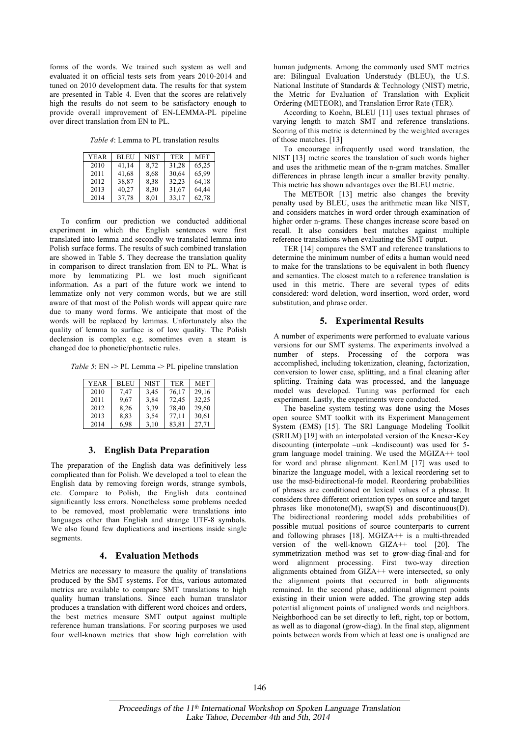forms of the words. We trained such system as well and evaluated it on official tests sets from years 2010-2014 and tuned on 2010 development data. The results for that system are presented in Table 4. Even that the scores are relatively high the results do not seem to be satisfactory enough to provide overall improvement of EN-LEMMA-PL pipeline over direct translation from EN to PL.

*Table 4*: Lemma to PL translation results

| YEAR | BLEU | NIST | TER | MET |
|---|---|---|---|---|
| 2010 | 41,14 | 8,72 | 31,28 | 65,25 |
| 2011 | 41,68 | 8,68 | 30,64 | 65,99 |
| 2012 | 38,87 | 8,38 | 32,23 | 64,18 |
| 2013 | 40,27 | 8,30 | 31,67 | 64,44 |
| 2014 | 37,78 | 8,01 | 33,17 | 62,78 |

To confirm our prediction we conducted additional experiment in which the English sentences were first translated into lemma and secondly we translated lemma into Polish surface forms. The results of such combined translation are showed in Table 5. They decrease the translation quality in comparison to direct translation from EN to PL. What is more by lemmatizing PL we lost much significant information. As a part of the future work we intend to lemmatize only not very common words, but we are still aware of that most of the Polish words will appear quire rare due to many word forms. We anticipate that most of the words will be replaced by lemmas. Unfortunately also the quality of lemma to surface is of low quality. The Polish declension is complex e.g. sometimes even a steam is changed doe to phonetic/phontactic rules.

*Table 5*: EN -> PL Lemma -> PL pipeline translation

| YEAR | BLEU | NIST | TER | MET |
|---|---|---|---|---|
| 2010 | 7,47 | 3,45 | 76,17 | 29,16 |
| 2011 | 9,67 | 3,84 | 72,45 | 32,25 |
| 2012 | 8,26 | 3,39 | 78,40 | 29,60 |
| 2013 | 8,83 | 3,54 | 77,11 | 30,61 |
| 2014 | 6,98 | 3,10 | 83,81 | 27,71 |

## 3. English Data Preparation

The preparation of the English data was definitively less complicated than for Polish. We developed a tool to clean the English data by removing foreign words, strange symbols, etc. Compare to Polish, the English data contained significantly less errors. Nonetheless some problems needed to be removed, most problematic were translations into languages other than English and strange UTF-8 symbols. We also found few duplications and insertions inside single segments.

## 4. Evaluation Methods

Metrics are necessary to measure the quality of translations produced by the SMT systems. For this, various automated metrics are available to compare SMT translations to high quality human translations. Since each human translator produces a translation with different word choices and orders, the best metrics measure SMT output against multiple reference human translations. For scoring purposes we used four well-known metrics that show high correlation with human judgments. Among the commonly used SMT metrics are: Bilingual Evaluation Understudy (BLEU), the U.S. National Institute of Standards & Technology (NIST) metric, the Metric for Evaluation of Translation with Explicit Ordering (METEOR), and Translation Error Rate (TER).

According to Koehn, BLEU [11] uses textual phrases of varying length to match SMT and reference translations. Scoring of this metric is determined by the weighted averages of those matches. [13]

To encourage infrequently used word translation, the NIST [13] metric scores the translation of such words higher and uses the arithmetic mean of the n-gram matches. Smaller differences in phrase length incur a smaller brevity penalty. This metric has shown advantages over the BLEU metric.

The METEOR [13] metric also changes the brevity penalty used by BLEU, uses the arithmetic mean like NIST, and considers matches in word order through examination of higher order n-grams. These changes increase score based on recall. It also considers best matches against multiple reference translations when evaluating the SMT output.

TER [14] compares the SMT and reference translations to determine the minimum number of edits a human would need to make for the translations to be equivalent in both fluency and semantics. The closest match to a reference translation is used in this metric. There are several types of edits considered: word deletion, word insertion, word order, word substitution, and phrase order.

## 5. Experimental Results

A number of experiments were performed to evaluate various versions for our SMT systems. The experiments involved a number of steps. Processing of the corpora was accomplished, including tokenization, cleaning, factorization, conversion to lower case, splitting, and a final cleaning after splitting. Training data was processed, and the language model was developed. Tuning was performed for each experiment. Lastly, the experiments were conducted.

The baseline system testing was done using the Moses open source SMT toolkit with its Experiment Management System (EMS) [15]. The SRI Language Modeling Toolkit (SRILM) [19] with an interpolated version of the Kneser-Key discounting (interpolate –unk –kndiscount) was used for 5-gram language model training. We used the MGIZA++ tool for word and phrase alignment. KenLM [17] was used to binarize the language model, with a lexical reordering set to use the msd-bidirectional-fe model. Reordering probabilities of phrases are conditioned on lexical values of a phrase. It considers three different orientation types on source and target phrases like monotone(M), swap(S) and discontinuous(D). The bidirectional reordering model adds probabilities of possible mutual positions of source counterparts to current and following phrases [18]. MGIZA++ is a multi-threaded version of the well-known GIZA++ tool [20]. The symmetrization method was set to grow-diag-final-and for word alignment processing. First two-way direction alignments obtained from GIZA++ were intersected, so only the alignment points that occurred in both alignments remained. In the second phase, additional alignment points existing in their union were added. The growing step adds potential alignment points of unaligned words and neighbors. Neighborhood can be set directly to left, right, top or bottom, as well as to diagonal (grow-diag). In the final step, alignment points between words from which at least one is unaligned are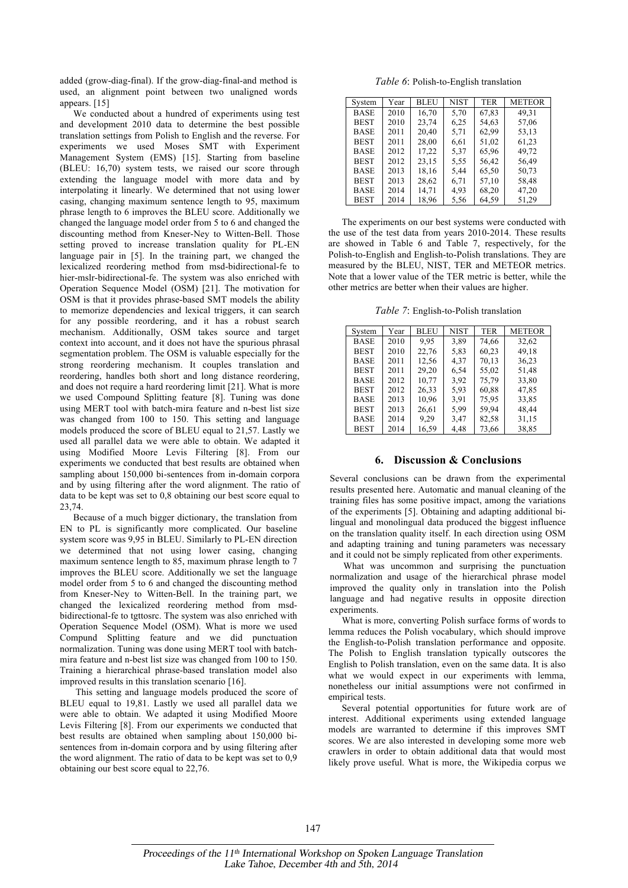added (grow-diag-final). If the grow-diag-final-and method is used, an alignment point between two unaligned words appears. [15]

We conducted about a hundred of experiments using test and development 2010 data to determine the best possible translation settings from Polish to English and the reverse. For experiments we used Moses SMT with Experiment Management System (EMS) [15]. Starting from baseline (BLEU: 16,70) system tests, we raised our score through extending the language model with more data and by interpolating it linearly. We determined that not using lower casing, changing maximum sentence length to 95, maximum phrase length to 6 improves the BLEU score. Additionally we changed the language model order from 5 to 6 and changed the discounting method from Kneser-Ney to Witten-Bell. Those setting proved to increase translation quality for PL-EN language pair in [5]. In the training part, we changed the lexicalized reordering method from msd-bidirectional-fe to hier-mslr-bidirectional-fe. The system was also enriched with Operation Sequence Model (OSM) [21]. The motivation for OSM is that it provides phrase-based SMT models the ability to memorize dependencies and lexical triggers, it can search for any possible reordering, and it has a robust search mechanism. Additionally, OSM takes source and target context into account, and it does not have the spurious phrasal segmentation problem. The OSM is valuable especially for the strong reordering mechanism. It couples translation and reordering, handles both short and long distance reordering, and does not require a hard reordering limit [21]. What is more we used Compound Splitting feature [8]. Tuning was done using MERT tool with batch-mira feature and n-best list size was changed from 100 to 150. This setting and language models produced the score of BLEU equal to 21,57. Lastly we used all parallel data we were able to obtain. We adapted it using Modified Moore Levis Filtering [8]. From our experiments we conducted that best results are obtained when sampling about 150,000 bi-sentences from in-domain corpora and by using filtering after the word alignment. The ratio of data to be kept was set to 0,8 obtaining our best score equal to 23,74.

Because of a much bigger dictionary, the translation from EN to PL is significantly more complicated. Our baseline system score was 9,95 in BLEU. Similarly to PL-EN direction we determined that not using lower casing, changing maximum sentence length to 85, maximum phrase length to 7 improves the BLEU score. Additionally we set the language model order from 5 to 6 and changed the discounting method from Kneser-Ney to Witten-Bell. In the training part, we changed the lexicalized reordering method from msd-bidirectional-fe to tgttosrc. The system was also enriched with Operation Sequence Model (OSM). What is more we used Compund Splitting feature and we did punctuation normalization. Tuning was done using MERT tool with batch-mira feature and n-best list size was changed from 100 to 150. Training a hierarchical phrase-based translation model also improved results in this translation scenario [16].

This setting and language models produced the score of BLEU equal to 19,81. Lastly we used all parallel data we were able to obtain. We adapted it using Modified Moore Levis Filtering [8]. From our experiments we conducted that best results are obtained when sampling about 150,000 bi-sentences from in-domain corpora and by using filtering after the word alignment. The ratio of data to be kept was set to 0,9 obtaining our best score equal to 22,76.

*Table 6*: Polish-to-English translation

| System | Year | BLEU | NIST | TER | METEOR |
|---|---|---|---|---|---|
| BASE | 2010 | 16,70 | 5,70 | 67,83 | 49,31 |
| BEST | 2010 | 23,74 | 6,25 | 54,63 | 57,06 |
| BASE | 2011 | 20,40 | 5,71 | 62,99 | 53,13 |
| BEST | 2011 | 28,00 | 6,61 | 51,02 | 61,23 |
| BASE | 2012 | 17,22 | 5,37 | 65,96 | 49,72 |
| BEST | 2012 | 23,15 | 5,55 | 56,42 | 56,49 |
| BASE | 2013 | 18,16 | 5,44 | 65,50 | 50,73 |
| BEST | 2013 | 28,62 | 6,71 | 57,10 | 58,48 |
| BASE | 2014 | 14,71 | 4,93 | 68,20 | 47,20 |
| BEST | 2014 | 18,96 | 5,56 | 64,59 | 51,29 |

The experiments on our best systems were conducted with the use of the test data from years 2010-2014. These results are showed in Table 6 and Table 7, respectively, for the Polish-to-English and English-to-Polish translations. They are measured by the BLEU, NIST, TER and METEOR metrics. Note that a lower value of the TER metric is better, while the other metrics are better when their values are higher.

*Table 7*: English-to-Polish translation

| System | Year | BLEU | NIST | TER | METEOR |
|---|---|---|---|---|---|
| BASE | 2010 | 9,95 | 3,89 | 74,66 | 32,62 |
| BEST | 2010 | 22,76 | 5,83 | 60,23 | 49,18 |
| BASE | 2011 | 12,56 | 4,37 | 70,13 | 36,23 |
| BEST | 2011 | 29,20 | 6,54 | 55,02 | 51,48 |
| BASE | 2012 | 10,77 | 3,92 | 75,79 | 33,80 |
| BEST | 2012 | 26,33 | 5,93 | 60,88 | 47,85 |
| BASE | 2013 | 10,96 | 3,91 | 75,95 | 33,85 |
| BEST | 2013 | 26,61 | 5,99 | 59,94 | 48,44 |
| BASE | 2014 | 9,29 | 3,47 | 82,58 | 31,15 |
| BEST | 2014 | 16,59 | 4,48 | 73,66 | 38,85 |

## 6. Discussion & Conclusions

Several conclusions can be drawn from the experimental results presented here. Automatic and manual cleaning of the training files has some positive impact, among the variations of the experiments [5]. Obtaining and adapting additional bi-lingual and monolingual data produced the biggest influence on the translation quality itself. In each direction using OSM and adapting training and tuning parameters was necessary and it could not be simply replicated from other experiments.

What was uncommon and surprising the punctuation normalization and usage of the hierarchical phrase model improved the quality only in translation into the Polish language and had negative results in opposite direction experiments.

What is more, converting Polish surface forms of words to lemma reduces the Polish vocabulary, which should improve the English-to-Polish translation performance and opposite. The Polish to English translation typically outscores the English to Polish translation, even on the same data. It is also what we would expect in our experiments with lemma, nonetheless our initial assumptions were not confirmed in empirical tests.

Several potential opportunities for future work are of interest. Additional experiments using extended language models are warranted to determine if this improves SMT scores. We are also interested in developing some more web crawlers in order to obtain additional data that would most likely prove useful. What is more, the Wikipedia corpus we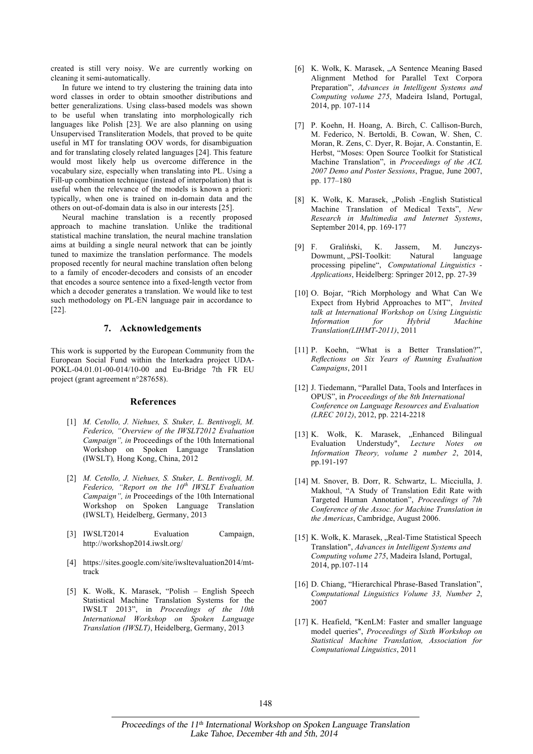created is still very noisy. We are currently working on cleaning it semi-automatically.

In future we intend to try clustering the training data into word classes in order to obtain smoother distributions and better generalizations. Using class-based models was shown to be useful when translating into morphologically rich languages like Polish [23]. We are also planning on using Unsupervised Transliteration Models, that proved to be quite useful in MT for translating OOV words, for disambiguation and for translating closely related languages [24]. This feature would most likely help us overcome difference in the vocabulary size, especially when translating into PL. Using a Fill-up combination technique (instead of interpolation) that is useful when the relevance of the models is known a priori: typically, when one is trained on in-domain data and the others on out-of-domain data is also in our interests [25].

Neural machine translation is a recently proposed approach to machine translation. Unlike the traditional statistical machine translation, the neural machine translation aims at building a single neural network that can be jointly tuned to maximize the translation performance. The models proposed recently for neural machine translation often belong to a family of encoder-decoders and consists of an encoder that encodes a source sentence into a fixed-length vector from which a decoder generates a translation. We would like to test such methodology on PL-EN language pair in accordance to [22].

## 7. Acknowledgements

This work is supported by the European Community from the European Social Fund within the Interkadra project UDA-POKL-04.01.01-00-014/10-00 and Eu-Bridge 7th FR EU project (grant agreement n°287658).

## References

[1] *M. Cetollo, J. Niehues, S. Stuker, L. Bentivogli, M. Federico, "Overview of the IWSLT2012 Evaluation Campaign", in* Proceedings of the 10th International Workshop on Spoken Language Translation (IWSLT)*, Hong Kong, China, 2012*

[2] *M. Cetollo, J. Niehues, S. Stuker, L. Bentivogli, M. Federico, "Report on the 10th IWSLT Evaluation Campaign", in* Proceedings of the 10th International Workshop on Spoken Language Translation (IWSLT)*, Heidelberg, Germany, 2013*

[3] IWSLT2014 Evaluation Campaign, http://workshop2014.iwslt.org/

[4] https://sites.google.com/site/iwsltevaluation2014/mt-track

[5] K. Wołk, K. Marasek, "Polish – English Speech Statistical Machine Translation Systems for the IWSLT 2013", in *Proceedings of the 10th International Workshop on Spoken Language Translation (IWSLT)*, Heidelberg, Germany, 2013

[6] K. Wołk, K. Marasek, „A Sentence Meaning Based Alignment Method for Parallel Text Corpora Preparation", *Advances in Intelligent Systems and Computing volume 275*, Madeira Island, Portugal, 2014, pp. 107-114

[7] P. Koehn, H. Hoang, A. Birch, C. Callison-Burch, M. Federico, N. Bertoldi, B. Cowan, W. Shen, C. Moran, R. Zens, C. Dyer, R. Bojar, A. Constantin, E. Herbst, "Moses: Open Source Toolkit for Statistical Machine Translation", in *Proceedings of the ACL 2007 Demo and Poster Sessions*, Prague, June 2007, pp. 177–180

[8] K. Wołk, K. Marasek, „Polish -English Statistical Machine Translation of Medical Texts", *New Research in Multimedia and Internet Systems*, September 2014, pp. 169-177

[9] F. Graliński, K. Jassem, M. Junczys-Dowmunt, „PSI-Toolkit: Natural language processing pipeline", *Computational Linguistics - Applications*, Heidelberg: Springer 2012, pp. 27-39

[10] O. Bojar, "Rich Morphology and What Can We Expect from Hybrid Approaches to MT", *Invited talk at International Workshop on Using Linguistic Information for Hybrid Machine Translation(LIHMT-2011)*, 2011

[11] P. Koehn, "What is a Better Translation?", *Reflections on Six Years of Running Evaluation Campaigns*, 2011

[12] J. Tiedemann, "Parallel Data, Tools and Interfaces in OPUS", in *Proceedings of the 8th International Conference on Language Resources and Evaluation (LREC 2012)*, 2012, pp. 2214-2218

[13] K. Wołk, K. Marasek, „Enhanced Bilingual Evaluation Understudy", *Lecture Notes on Information Theory, volume 2 number 2*, 2014, pp.191-197

[14] M. Snover, B. Dorr, R. Schwartz, L. Micciulla, J. Makhoul, "A Study of Translation Edit Rate with Targeted Human Annotation", *Proceedings of 7th Conference of the Assoc. for Machine Translation in the Americas*, Cambridge, August 2006.

[15] K. Wołk, K. Marasek, „Real-Time Statistical Speech Translation", *Advances in Intelligent Systems and Computing volume 275*, Madeira Island, Portugal, 2014, pp.107-114

[16] D. Chiang, "Hierarchical Phrase-Based Translation", *Computational Linguistics Volume 33, Number 2*, 2007

[17] K. Heafield, "KenLM: Faster and smaller language model queries", *Proceedings of Sixth Workshop on Statistical Machine Translation, Association for Computational Linguistics*, 2011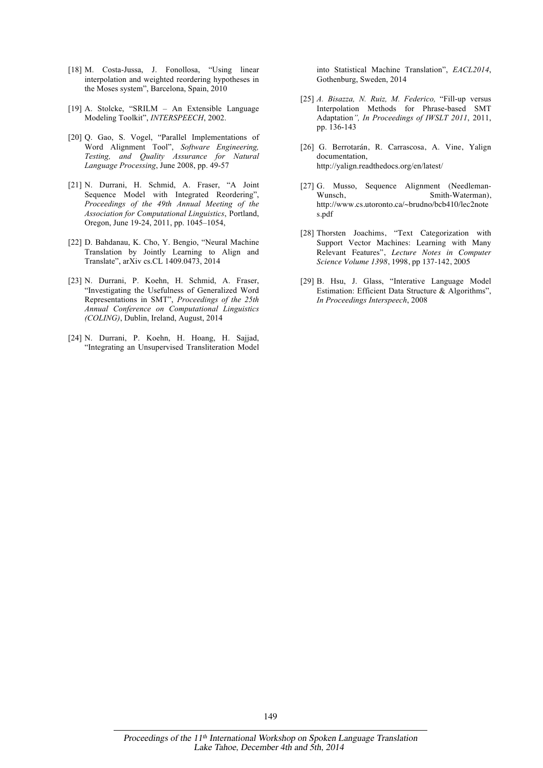[18] M. Costa-Jussa, J. Fonollosa, "Using linear interpolation and weighted reordering hypotheses in the Moses system", Barcelona, Spain, 2010

[19] A. Stolcke, "SRILM – An Extensible Language Modeling Toolkit", *INTERSPEECH*, 2002.

[20] Q. Gao, S. Vogel, "Parallel Implementations of Word Alignment Tool", *Software Engineering, Testing, and Quality Assurance for Natural Language Processing*, June 2008, pp. 49-57

[21] N. Durrani, H. Schmid, A. Fraser, "A Joint Sequence Model with Integrated Reordering", *Proceedings of the 49th Annual Meeting of the Association for Computational Linguistics*, Portland, Oregon, June 19-24, 2011, pp. 1045–1054,

[22] D. Bahdanau, K. Cho, Y. Bengio, "Neural Machine Translation by Jointly Learning to Align and Translate", arXiv cs.CL 1409.0473, 2014

[23] N. Durrani, P. Koehn, H. Schmid, A. Fraser, "Investigating the Usefulness of Generalized Word Representations in SMT", *Proceedings of the 25th Annual Conference on Computational Linguistics (COLING)*, Dublin, Ireland, August, 2014

[24] N. Durrani, P. Koehn, H. Hoang, H. Sajjad, "Integrating an Unsupervised Transliteration Model into Statistical Machine Translation", *EACL2014*, Gothenburg, Sweden, 2014

[25] *A. Bisazza, N. Ruiz, M. Federico,* "Fill-up versus Interpolation Methods for Phrase-based SMT Adaptation*", In Proceedings of IWSLT 2011*, 2011, pp. 136-143

[26] G. Berrotarán, R. Carrascosa, A. Vine, Yalign documentation, http://yalign.readthedocs.org/en/latest/

[27] G. Musso, Sequence Alignment (Needleman-Wunsch, Smith-Waterman), http://www.cs.utoronto.ca/~brudno/bcb410/lec2notes.pdf

[28] Thorsten Joachims, "Text Categorization with Support Vector Machines: Learning with Many Relevant Features", *Lecture Notes in Computer Science Volume 1398*, 1998, pp 137-142, 2005

[29] B. Hsu, J. Glass, "Interative Language Model Estimation: Efficient Data Structure & Algorithms", *In Proceedings Interspeech*, 2008